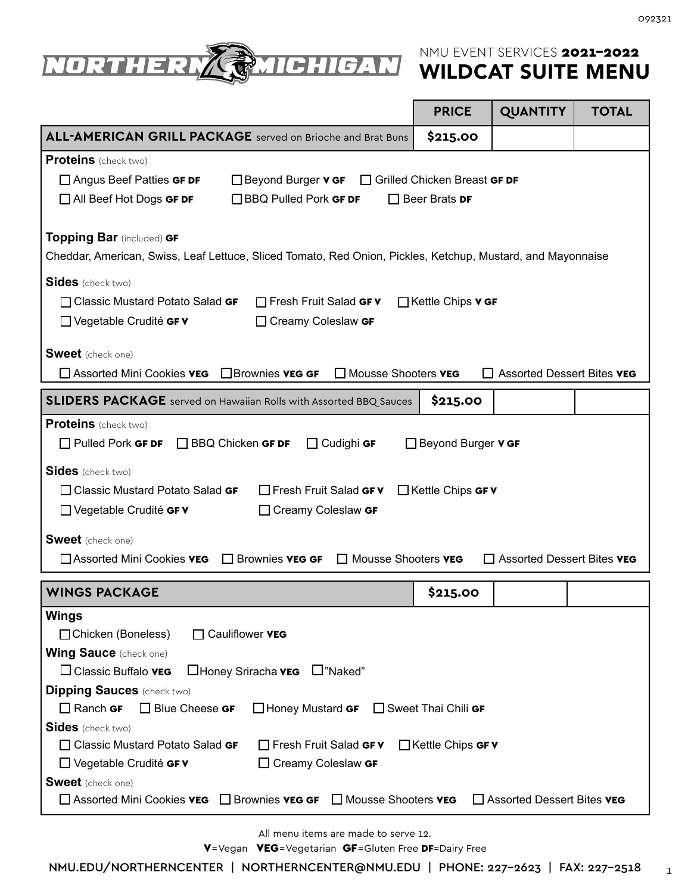# NMU EVENT SERVICES **2021–2022**
# WILDCAT SUITE MENU

| | PRICE | QUANTITY | TOTAL |
|---|---|---|---|
| **ALL-AMERICAN GRILL PACKAGE** served on Brioche and Brat Buns | $215.00 | | |

**Proteins** (check two)

- ☐ Angus Beef Patties **GF DF**
- ☐ Beyond Burger **V GF**
- ☐ Grilled Chicken Breast **GF DF**
- ☐ All Beef Hot Dogs **GF DF**
- ☐ BBQ Pulled Pork **GF DF**
- ☐ Beer Brats **DF**

**Topping Bar** (included) **GF**

Cheddar, American, Swiss, Leaf Lettuce, Sliced Tomato, Red Onion, Pickles, Ketchup, Mustard, and Mayonnaise

**Sides** (check two)

- ☐ Classic Mustard Potato Salad **GF**
- ☐ Fresh Fruit Salad **GF V**
- ☐ Kettle Chips **V GF**
- ☐ Vegetable Crudité **GF V**
- ☐ Creamy Coleslaw **GF**

**Sweet** (check one)

- ☐ Assorted Mini Cookies **VEG**
- ☐ Brownies **VEG GF**
- ☐ Mousse Shooters **VEG**
- ☐ Assorted Dessert Bites **VEG**

| | PRICE | QUANTITY | TOTAL |
|---|---|---|---|
| **SLIDERS PACKAGE** served on Hawaiian Rolls with Assorted BBQ Sauces | $215.00 | | |

**Proteins** (check two)

- ☐ Pulled Pork **GF DF**
- ☐ BBQ Chicken **GF DF**
- ☐ Cudighi **GF**
- ☐ Beyond Burger **V GF**

**Sides** (check two)

- ☐ Classic Mustard Potato Salad **GF**
- ☐ Fresh Fruit Salad **GF V**
- ☐ Kettle Chips **GF V**
- ☐ Vegetable Crudité **GF V**
- ☐ Creamy Coleslaw **GF**

**Sweet** (check one)

- ☐ Assorted Mini Cookies **VEG**
- ☐ Brownies **VEG GF**
- ☐ Mousse Shooters **VEG**
- ☐ Assorted Dessert Bites **VEG**

| | PRICE | QUANTITY | TOTAL |
|---|---|---|---|
| **WINGS PACKAGE** | $215.00 | | |

**Wings**

- ☐ Chicken (Boneless)
- ☐ Cauliflower **VEG**

**Wing Sauce** (check one)

- ☐ Classic Buffalo **VEG**
- ☐ Honey Sriracha **VEG**
- ☐ "Naked"

**Dipping Sauces** (check two)

- ☐ Ranch **GF**
- ☐ Blue Cheese **GF**
- ☐ Honey Mustard **GF**
- ☐ Sweet Thai Chili **GF**

**Sides** (check two)

- ☐ Classic Mustard Potato Salad **GF**
- ☐ Fresh Fruit Salad **GF V**
- ☐ Kettle Chips **GF V**
- ☐ Vegetable Crudité **GF V**
- ☐ Creamy Coleslaw **GF**

**Sweet** (check one)

- ☐ Assorted Mini Cookies **VEG**
- ☐ Brownies **VEG GF**
- ☐ Mousse Shooters **VEG**
- ☐ Assorted Dessert Bites **VEG**

All menu items are made to serve 12.

**V**=Vegan **VEG**=Vegetarian **GF**=Gluten Free **DF**=Dairy Free

NMU.EDU/NORTHERNCENTER | NORTHERNCENTER@NMU.EDU | PHONE: 227-2623 | FAX: 227-2518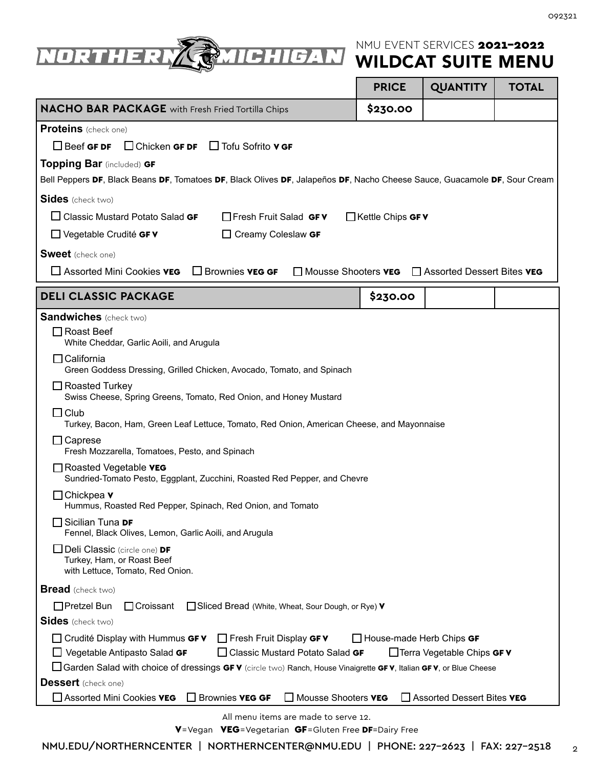# NMU EVENT SERVICES 2021–2022 WILDCAT SUITE MENU

| | PRICE | QUANTITY | TOTAL |
|---|---|---|---|
| **NACHO BAR PACKAGE** with Fresh Fried Tortilla Chips | $230.00 | | |

**Proteins** (check one)

☐ Beef **GF DF** ☐ Chicken **GF DF** ☐ Tofu Sofrito **V GF**

**Topping Bar** (included) **GF**

Bell Peppers **DF**, Black Beans **DF**, Tomatoes **DF**, Black Olives **DF**, Jalapeños **DF**, Nacho Cheese Sauce, Guacamole **DF**, Sour Cream

**Sides** (check two)

☐ Classic Mustard Potato Salad **GF** ☐ Fresh Fruit Salad **GF V** ☐ Kettle Chips **GF V**

☐ Vegetable Crudité **GF V** ☐ Creamy Coleslaw **GF**

**Sweet** (check one)

☐ Assorted Mini Cookies **VEG** ☐ Brownies **VEG GF** ☐ Mousse Shooters **VEG** ☐ Assorted Dessert Bites **VEG**

| | PRICE | QUANTITY | TOTAL |
|---|---|---|---|
| **DELI CLASSIC PACKAGE** | $230.00 | | |

**Sandwiches** (check two)

☐ Roast Beef
White Cheddar, Garlic Aoili, and Arugula

☐ California
Green Goddess Dressing, Grilled Chicken, Avocado, Tomato, and Spinach

☐ Roasted Turkey
Swiss Cheese, Spring Greens, Tomato, Red Onion, and Honey Mustard

☐ Club
Turkey, Bacon, Ham, Green Leaf Lettuce, Tomato, Red Onion, American Cheese, and Mayonnaise

☐ Caprese
Fresh Mozzarella, Tomatoes, Pesto, and Spinach

☐ Roasted Vegetable **VEG**
Sundried-Tomato Pesto, Eggplant, Zucchini, Roasted Red Pepper, and Chevre

☐ Chickpea **V**
Hummus, Roasted Red Pepper, Spinach, Red Onion, and Tomato

☐ Sicilian Tuna **DF**
Fennel, Black Olives, Lemon, Garlic Aoili, and Arugula

☐ Deli Classic (circle one) **DF**
Turkey, Ham, or Roast Beef
with Lettuce, Tomato, Red Onion.

**Bread** (check two)

☐ Pretzel Bun ☐ Croissant ☐ Sliced Bread (White, Wheat, Sour Dough, or Rye) **V**

**Sides** (check two)

☐ Crudité Display with Hummus **GF V** ☐ Fresh Fruit Display **GF V** ☐ House-made Herb Chips **GF**

☐ Vegetable Antipasto Salad **GF** ☐ Classic Mustard Potato Salad **GF** ☐ Terra Vegetable Chips **GF V**

☐ Garden Salad with choice of dressings **GF V** (circle two) Ranch, House Vinaigrette **GF V**, Italian **GF V**, or Blue Cheese

**Dessert** (check one)

☐ Assorted Mini Cookies **VEG** ☐ Brownies **VEG GF** ☐ Mousse Shooters **VEG** ☐ Assorted Dessert Bites **VEG**

All menu items are made to serve 12.

**V**=Vegan **VEG**=Vegetarian **GF**=Gluten Free **DF**=Dairy Free

NMU.EDU/NORTHERNCENTER | NORTHERNCENTER@NMU.EDU | PHONE: 227-2623 | FAX: 227-2518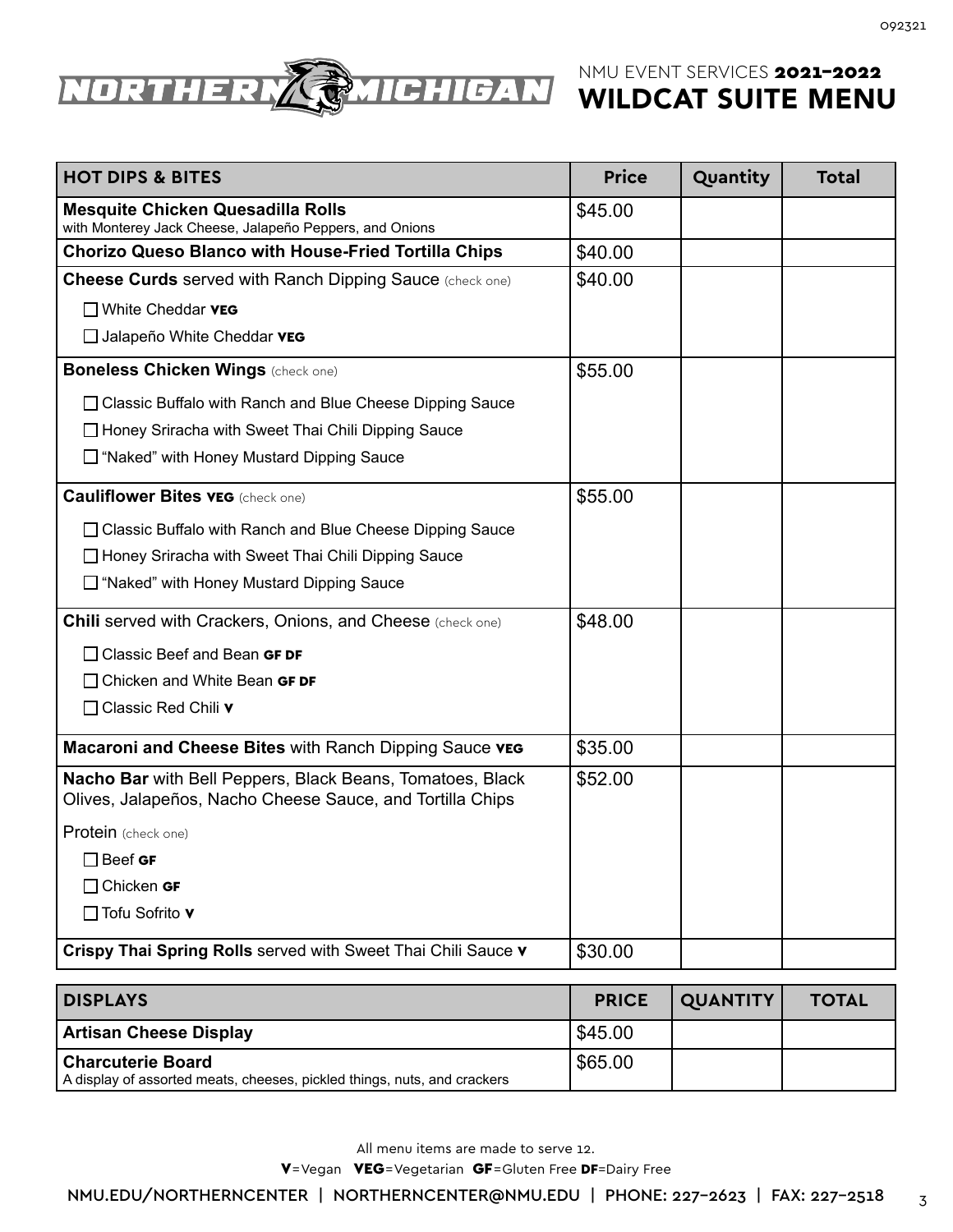NORTHERN MICHIGAN

NMU EVENT SERVICES **2021–2022**

# WILDCAT SUITE MENU

| HOT DIPS & BITES | Price | Quantity | Total |
|---|---|---|---|
| **Mesquite Chicken Quesadilla Rolls** with Monterey Jack Cheese, Jalapeño Peppers, and Onions | $45.00 | | |
| **Chorizo Queso Blanco with House-Fried Tortilla Chips** | $40.00 | | |
| **Cheese Curds** served with Ranch Dipping Sauce (check one)<br>☐ White Cheddar **VEG**<br>☐ Jalapeño White Cheddar **VEG** | $40.00 | | |
| **Boneless Chicken Wings** (check one)<br>☐ Classic Buffalo with Ranch and Blue Cheese Dipping Sauce<br>☐ Honey Sriracha with Sweet Thai Chili Dipping Sauce<br>☐ "Naked" with Honey Mustard Dipping Sauce | $55.00 | | |
| **Cauliflower Bites VEG** (check one)<br>☐ Classic Buffalo with Ranch and Blue Cheese Dipping Sauce<br>☐ Honey Sriracha with Sweet Thai Chili Dipping Sauce<br>☐ "Naked" with Honey Mustard Dipping Sauce | $55.00 | | |
| **Chili** served with Crackers, Onions, and Cheese (check one)<br>☐ Classic Beef and Bean **GF DF**<br>☐ Chicken and White Bean **GF DF**<br>☐ Classic Red Chili **V** | $48.00 | | |
| **Macaroni and Cheese Bites** with Ranch Dipping Sauce **VEG** | $35.00 | | |
| **Nacho Bar** with Bell Peppers, Black Beans, Tomatoes, Black Olives, Jalapeños, Nacho Cheese Sauce, and Tortilla Chips<br>Protein (check one)<br>☐ Beef **GF**<br>☐ Chicken **GF**<br>☐ Tofu Sofrito **V** | $52.00 | | |
| **Crispy Thai Spring Rolls** served with Sweet Thai Chili Sauce **V** | $30.00 | | |

| DISPLAYS | PRICE | QUANTITY | TOTAL |
|---|---|---|---|
| **Artisan Cheese Display** | $45.00 | | |
| **Charcuterie Board**<br>A display of assorted meats, cheeses, pickled things, nuts, and crackers | $65.00 | | |

All menu items are made to serve 12.

**V**=Vegan **VEG**=Vegetarian **GF**=Gluten Free **DF**=Dairy Free

NMU.EDU/NORTHERNCENTER | NORTHERNCENTER@NMU.EDU | PHONE: 227-2623 | FAX: 227-2518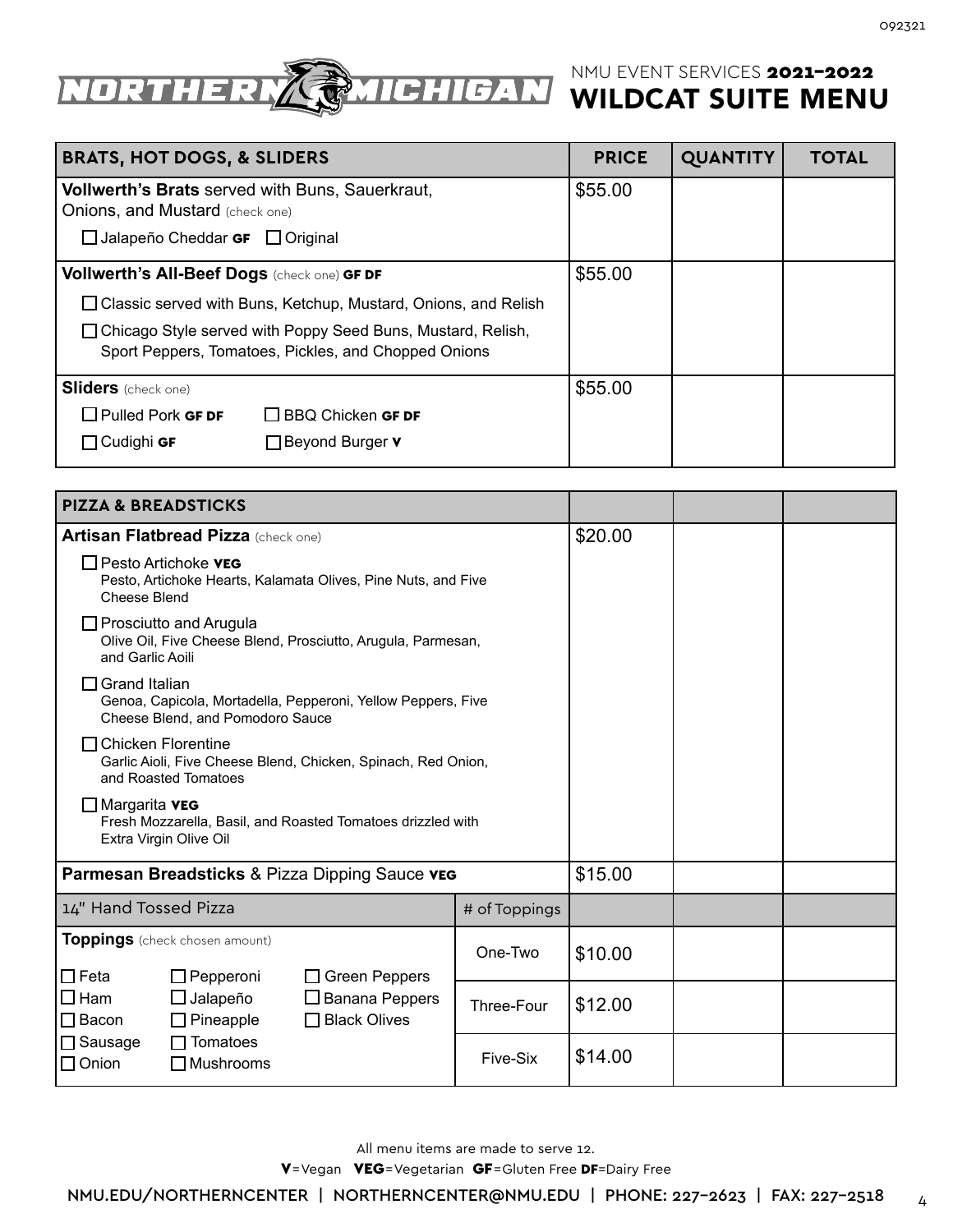NORTHERN MICHIGAN

NMU EVENT SERVICES **2021–2022**

# WILDCAT SUITE MENU

| BRATS, HOT DOGS, & SLIDERS | PRICE | QUANTITY | TOTAL |
|---|---|---|---|
| **Vollwerth's Brats** served with Buns, Sauerkraut, Onions, and Mustard (check one)<br>☐ Jalapeño Cheddar **GF** ☐ Original | $55.00 | | |
| **Vollwerth's All-Beef Dogs** (check one) **GF DF**<br>☐ Classic served with Buns, Ketchup, Mustard, Onions, and Relish<br>☐ Chicago Style served with Poppy Seed Buns, Mustard, Relish, Sport Peppers, Tomatoes, Pickles, and Chopped Onions | $55.00 | | |
| **Sliders** (check one)<br>☐ Pulled Pork **GF DF** ☐ BBQ Chicken **GF DF**<br>☐ Cudighi **GF** ☐ Beyond Burger **V** | $55.00 | | |

| PIZZA & BREADSTICKS | | | | |
|---|---|---|---|---|
| **Artisan Flatbread Pizza** (check one)<br>☐ Pesto Artichoke **VEG**<br>Pesto, Artichoke Hearts, Kalamata Olives, Pine Nuts, and Five Cheese Blend<br>☐ Prosciutto and Arugula<br>Olive Oil, Five Cheese Blend, Prosciutto, Arugula, Parmesan, and Garlic Aoili<br>☐ Grand Italian<br>Genoa, Capicola, Mortadella, Pepperoni, Yellow Peppers, Five Cheese Blend, and Pomodoro Sauce<br>☐ Chicken Florentine<br>Garlic Aioli, Five Cheese Blend, Chicken, Spinach, Red Onion, and Roasted Tomatoes<br>☐ Margarita **VEG**<br>Fresh Mozzarella, Basil, and Roasted Tomatoes drizzled with Extra Virgin Olive Oil | | $20.00 | | |
| **Parmesan Breadsticks** & Pizza Dipping Sauce **VEG** | | $15.00 | | |
| 14" Hand Tossed Pizza | # of Toppings | | | |
| **Toppings** (check chosen amount)<br>☐ Feta ☐ Pepperoni ☐ Green Peppers<br>☐ Ham ☐ Jalapeño ☐ Banana Peppers<br>☐ Bacon ☐ Pineapple ☐ Black Olives<br>☐ Sausage ☐ Tomatoes<br>☐ Onion ☐ Mushrooms | One-Two | $10.00 | | |
| | Three-Four | $12.00 | | |
| | Five-Six | $14.00 | | |

All menu items are made to serve 12.

**V**=Vegan **VEG**=Vegetarian **GF**=Gluten Free **DF**=Dairy Free

NMU.EDU/NORTHERNCENTER | NORTHERNCENTER@NMU.EDU | PHONE: 227-2623 | FAX: 227-2518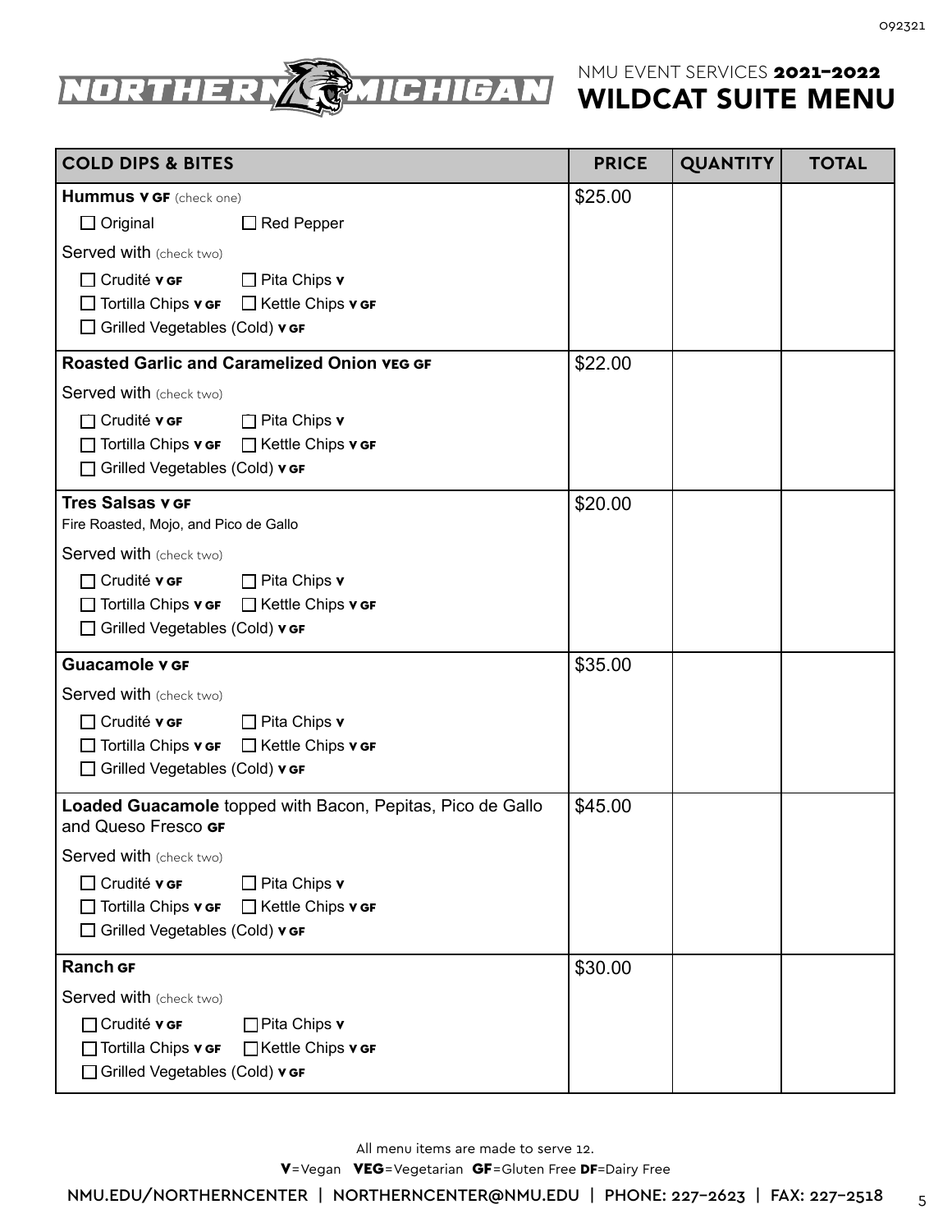NMU EVENT SERVICES **2021–2022**

# WILDCAT SUITE MENU

| COLD DIPS & BITES | PRICE | QUANTITY | TOTAL |
|---|---|---|---|
| **Hummus V GF** (check one)<br>☐ Original ☐ Red Pepper<br>Served with (check two)<br>☐ Crudité **V GF** ☐ Pita Chips **V**<br>☐ Tortilla Chips **V GF** ☐ Kettle Chips **V GF**<br>☐ Grilled Vegetables (Cold) **V GF** | $25.00 | | |
| **Roasted Garlic and Caramelized Onion VEG GF**<br>Served with (check two)<br>☐ Crudité **V GF** ☐ Pita Chips **V**<br>☐ Tortilla Chips **V GF** ☐ Kettle Chips **V GF**<br>☐ Grilled Vegetables (Cold) **V GF** | $22.00 | | |
| **Tres Salsas V GF**<br>Fire Roasted, Mojo, and Pico de Gallo<br>Served with (check two)<br>☐ Crudité **V GF** ☐ Pita Chips **V**<br>☐ Tortilla Chips **V GF** ☐ Kettle Chips **V GF**<br>☐ Grilled Vegetables (Cold) **V GF** | $20.00 | | |
| **Guacamole V GF**<br>Served with (check two)<br>☐ Crudité **V GF** ☐ Pita Chips **V**<br>☐ Tortilla Chips **V GF** ☐ Kettle Chips **V GF**<br>☐ Grilled Vegetables (Cold) **V GF** | $35.00 | | |
| **Loaded Guacamole** topped with Bacon, Pepitas, Pico de Gallo and Queso Fresco **GF**<br>Served with (check two)<br>☐ Crudité **V GF** ☐ Pita Chips **V**<br>☐ Tortilla Chips **V GF** ☐ Kettle Chips **V GF**<br>☐ Grilled Vegetables (Cold) **V GF** | $45.00 | | |
| **Ranch GF**<br>Served with (check two)<br>☐ Crudité **V GF** ☐ Pita Chips **V**<br>☐ Tortilla Chips **V GF** ☐ Kettle Chips **V GF**<br>☐ Grilled Vegetables (Cold) **V GF** | $30.00 | | |

All menu items are made to serve 12.

**V**=Vegan **VEG**=Vegetarian **GF**=Gluten Free **DF**=Dairy Free

NMU.EDU/NORTHERNCENTER | NORTHERNCENTER@NMU.EDU | PHONE: 227-2623 | FAX: 227-2518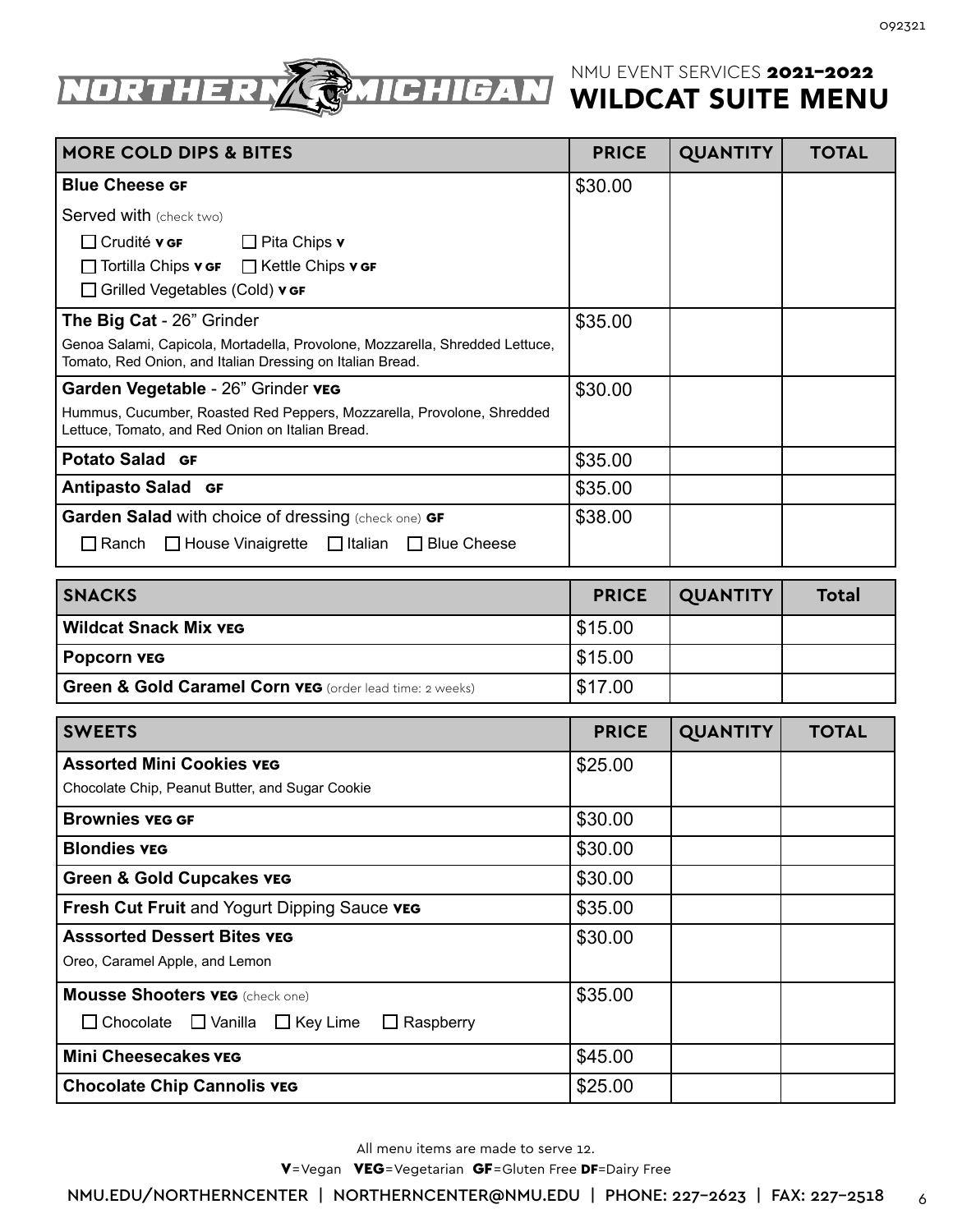092321

# NORTHERN MICHIGAN

NMU EVENT SERVICES **2021–2022**
## WILDCAT SUITE MENU

| MORE COLD DIPS & BITES | PRICE | QUANTITY | TOTAL |
|---|---|---|---|
| **Blue Cheese GF**<br>Served with (check two)<br>☐ Crudité **V GF** ☐ Pita Chips **V**<br>☐ Tortilla Chips **V GF** ☐ Kettle Chips **V GF**<br>☐ Grilled Vegetables (Cold) **V GF** | $30.00 | | |
| **The Big Cat** - 26" Grinder<br>Genoa Salami, Capicola, Mortadella, Provolone, Mozzarella, Shredded Lettuce, Tomato, Red Onion, and Italian Dressing on Italian Bread. | $35.00 | | |
| **Garden Vegetable** - 26" Grinder **VEG**<br>Hummus, Cucumber, Roasted Red Peppers, Mozzarella, Provolone, Shredded Lettuce, Tomato, and Red Onion on Italian Bread. | $30.00 | | |
| **Potato Salad GF** | $35.00 | | |
| **Antipasto Salad GF** | $35.00 | | |
| **Garden Salad** with choice of dressing (check one) **GF**<br>☐ Ranch ☐ House Vinaigrette ☐ Italian ☐ Blue Cheese | $38.00 | | |

| SNACKS | PRICE | QUANTITY | Total |
|---|---|---|---|
| **Wildcat Snack Mix VEG** | $15.00 | | |
| **Popcorn VEG** | $15.00 | | |
| **Green & Gold Caramel Corn VEG** (order lead time: 2 weeks) | $17.00 | | |

| SWEETS | PRICE | QUANTITY | TOTAL |
|---|---|---|---|
| **Assorted Mini Cookies VEG**<br>Chocolate Chip, Peanut Butter, and Sugar Cookie | $25.00 | | |
| **Brownies VEG GF** | $30.00 | | |
| **Blondies VEG** | $30.00 | | |
| **Green & Gold Cupcakes VEG** | $30.00 | | |
| **Fresh Cut Fruit** and Yogurt Dipping Sauce **VEG** | $35.00 | | |
| **Asssorted Dessert Bites VEG**<br>Oreo, Caramel Apple, and Lemon | $30.00 | | |
| **Mousse Shooters VEG** (check one)<br>☐ Chocolate ☐ Vanilla ☐ Key Lime ☐ Raspberry | $35.00 | | |
| **Mini Cheesecakes VEG** | $45.00 | | |
| **Chocolate Chip Cannolis VEG** | $25.00 | | |

All menu items are made to serve 12.

**V**=Vegan **VEG**=Vegetarian **GF**=Gluten Free **DF**=Dairy Free

NMU.EDU/NORTHERNCENTER | NORTHERNCENTER@NMU.EDU | PHONE: 227-2623 | FAX: 227-2518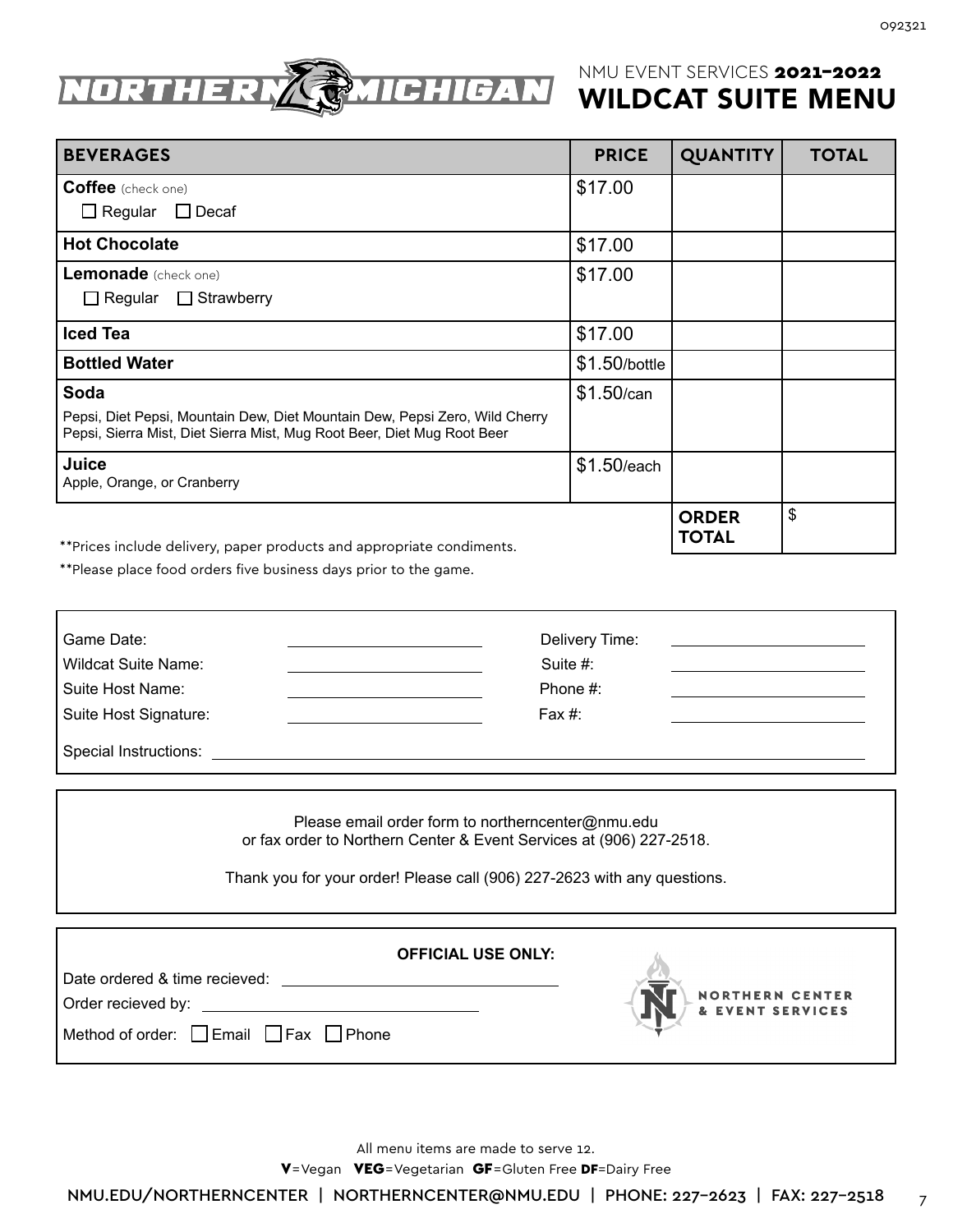NORTHERN MICHIGAN

NMU EVENT SERVICES **2021–2022**

# WILDCAT SUITE MENU

| BEVERAGES | PRICE | QUANTITY | TOTAL |
|---|---|---|---|
| **Coffee** (check one) ☐ Regular ☐ Decaf | $17.00 | | |
| **Hot Chocolate** | $17.00 | | |
| **Lemonade** (check one) ☐ Regular ☐ Strawberry | $17.00 | | |
| **Iced Tea** | $17.00 | | |
| **Bottled Water** | $1.50/bottle | | |
| **Soda** Pepsi, Diet Pepsi, Mountain Dew, Diet Mountain Dew, Pepsi Zero, Wild Cherry Pepsi, Sierra Mist, Diet Sierra Mist, Mug Root Beer, Diet Mug Root Beer | $1.50/can | | |
| **Juice** Apple, Orange, or Cranberry | $1.50/each | | |
| | | **ORDER TOTAL** | $ |

**Prices include delivery, paper products and appropriate condiments.

**Please place food orders five business days prior to the game.

Game Date: ____________________ Delivery Time: ____________________

Wildcat Suite Name: ____________________ Suite #: ____________________

Suite Host Name: ____________________ Phone #: ____________________

Suite Host Signature: ____________________ Fax #: ____________________

Special Instructions: ________________________________________

Please email order form to northerncenter@nmu.edu
or fax order to Northern Center & Event Services at (906) 227-2518.

Thank you for your order! Please call (906) 227-2623 with any questions.

**OFFICIAL USE ONLY:**

Date ordered & time recieved: ____________________

Order recieved by: ____________________

Method of order: ☐ Email ☐ Fax ☐ Phone

NORTHERN CENTER & EVENT SERVICES

All menu items are made to serve 12.

**V**=Vegan **VEG**=Vegetarian **GF**=Gluten Free **DF**=Dairy Free

NMU.EDU/NORTHERNCENTER | NORTHERNCENTER@NMU.EDU | PHONE: 227-2623 | FAX: 227-2518